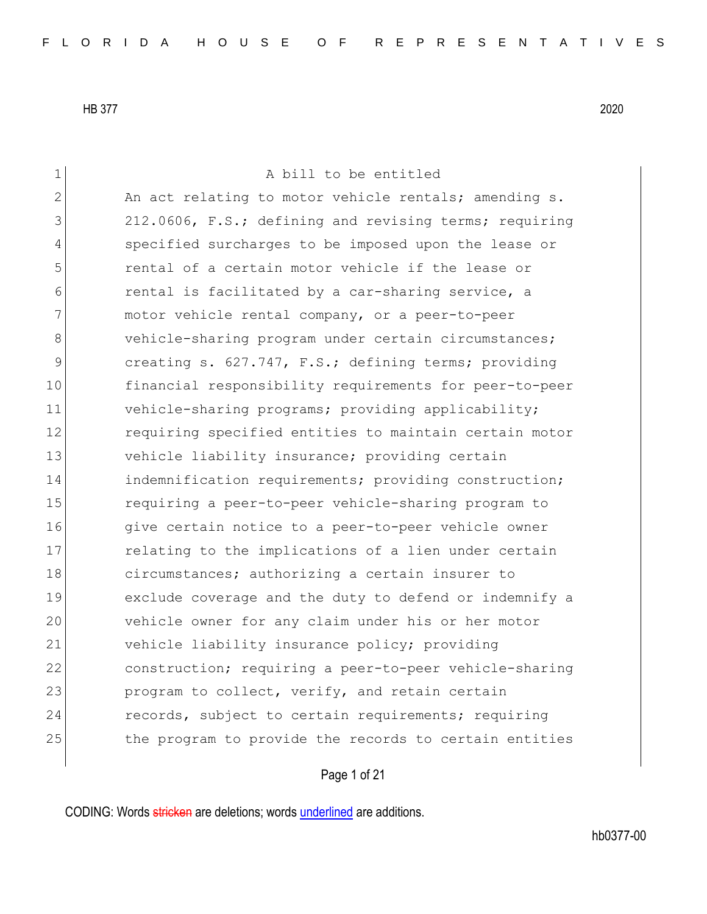HB 377 2020

A bill to be entitled

An act relating to motor vehicle rentals; amending s. 212.0606, F.S.; defining and revising terms; requiring specified surcharges to be imposed upon the lease or rental of a certain motor vehicle if the lease or rental is facilitated by a car-sharing service, a motor vehicle rental company, or a peer-to-peer vehicle-sharing program under certain circumstances; creating s. 627.747, F.S.; defining terms; providing financial responsibility requirements for peer-to-peer vehicle-sharing programs; providing applicability; requiring specified entities to maintain certain motor vehicle liability insurance; providing certain indemnification requirements; providing construction; requiring a peer-to-peer vehicle-sharing program to give certain notice to a peer-to-peer vehicle owner relating to the implications of a lien under certain circumstances; authorizing a certain insurer to exclude coverage and the duty to defend or indemnify a vehicle owner for any claim under his or her motor vehicle liability insurance policy; providing construction; requiring a peer-to-peer vehicle-sharing program to collect, verify, and retain certain records, subject to certain requirements; requiring the program to provide the records to certain entities

CODING: Words stricken are deletions; words underlined are additions.

hb0377-00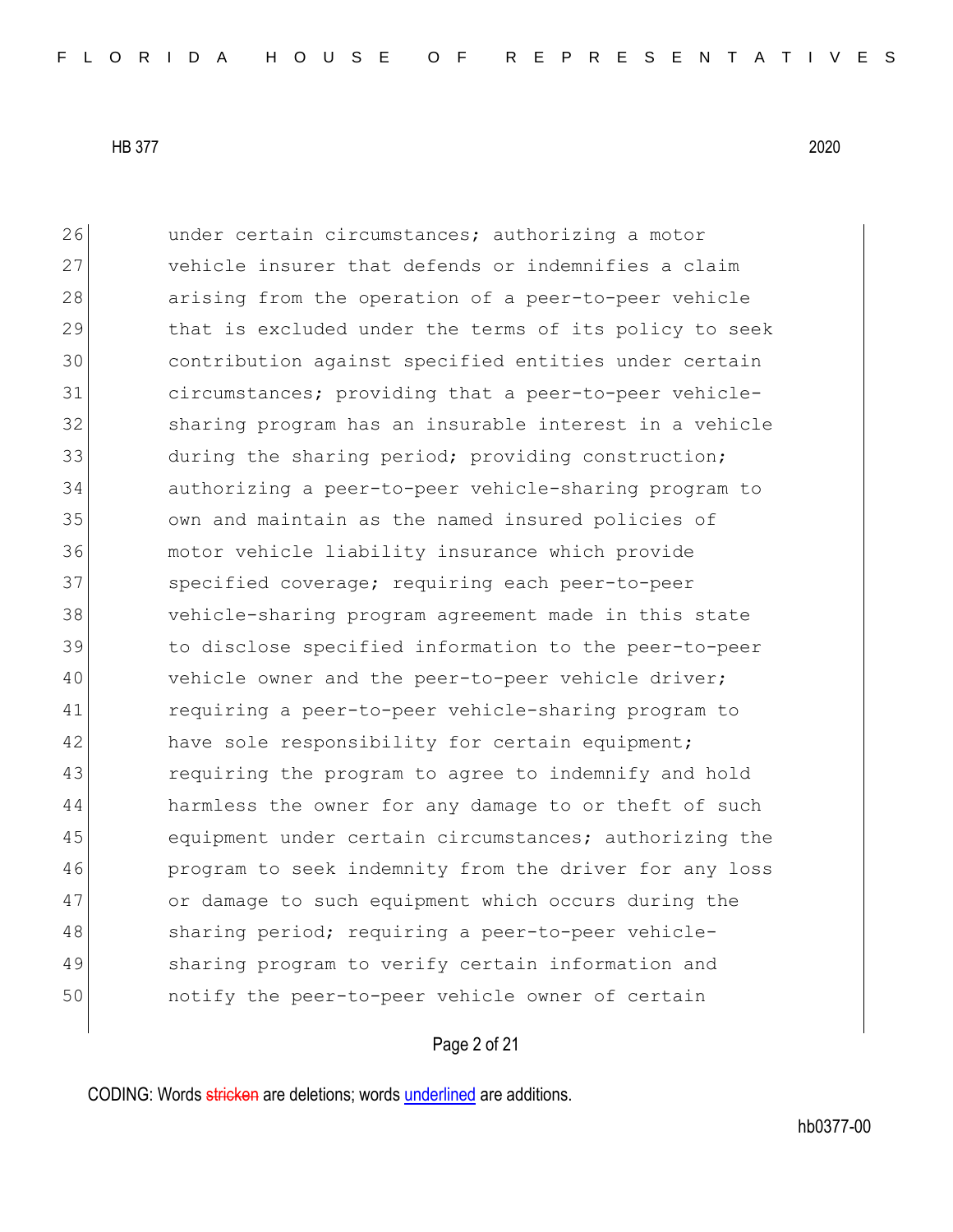26 under certain circumstances; authorizing a motor
27 vehicle insurer that defends or indemnifies a claim
28 arising from the operation of a peer-to-peer vehicle
29 that is excluded under the terms of its policy to seek
30 contribution against specified entities under certain
31 circumstances; providing that a peer-to-peer vehicle-
32 sharing program has an insurable interest in a vehicle
33 during the sharing period; providing construction;
34 authorizing a peer-to-peer vehicle-sharing program to
35 own and maintain as the named insured policies of
36 motor vehicle liability insurance which provide
37 specified coverage; requiring each peer-to-peer
38 vehicle-sharing program agreement made in this state
39 to disclose specified information to the peer-to-peer
40 vehicle owner and the peer-to-peer vehicle driver;
41 requiring a peer-to-peer vehicle-sharing program to
42 have sole responsibility for certain equipment;
43 requiring the program to agree to indemnify and hold
44 harmless the owner for any damage to or theft of such
45 equipment under certain circumstances; authorizing the
46 program to seek indemnity from the driver for any loss
47 or damage to such equipment which occurs during the
48 sharing period; requiring a peer-to-peer vehicle-
49 sharing program to verify certain information and
50 notify the peer-to-peer vehicle owner of certain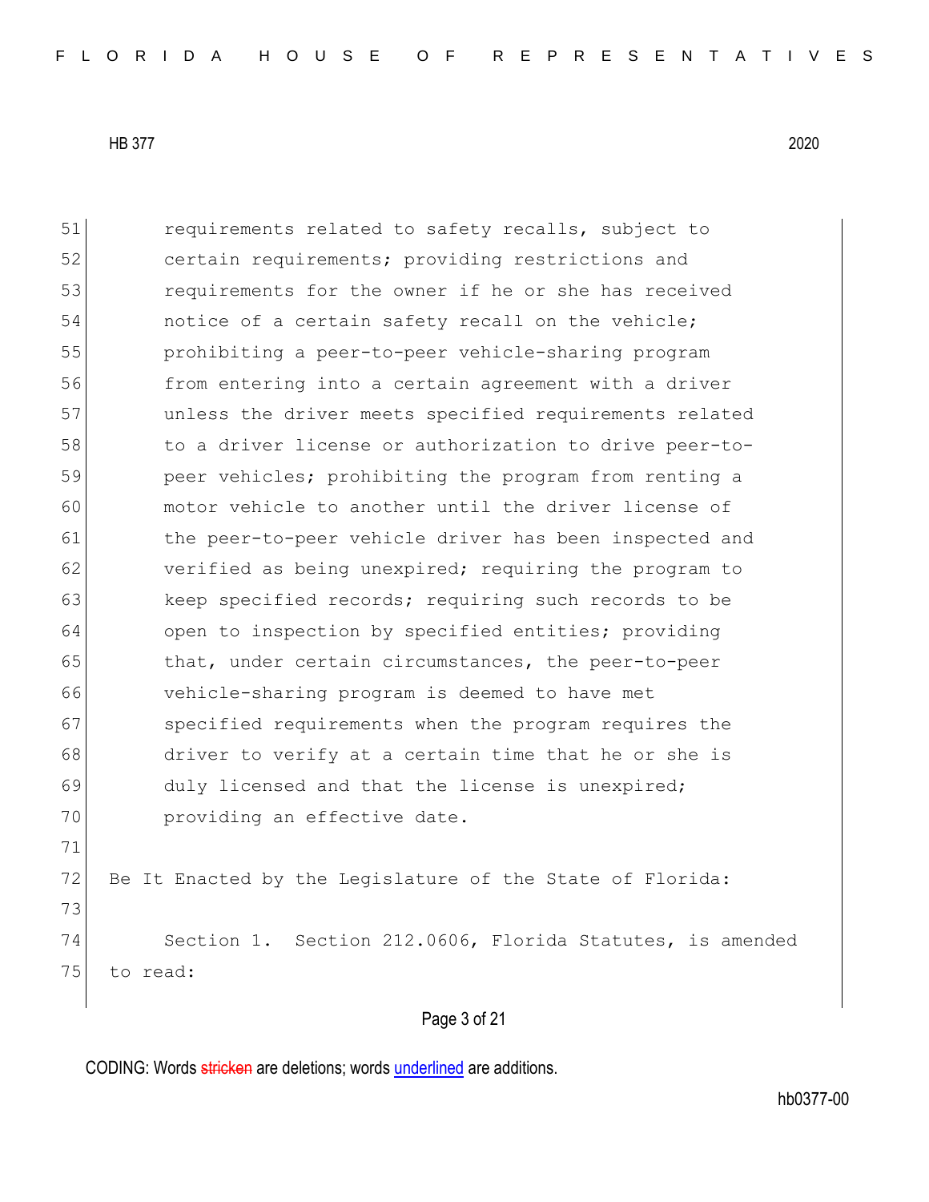requirements related to safety recalls, subject to certain requirements; providing restrictions and requirements for the owner if he or she has received notice of a certain safety recall on the vehicle; prohibiting a peer-to-peer vehicle-sharing program from entering into a certain agreement with a driver unless the driver meets specified requirements related to a driver license or authorization to drive peer-to-peer vehicles; prohibiting the program from renting a motor vehicle to another until the driver license of the peer-to-peer vehicle driver has been inspected and verified as being unexpired; requiring the program to keep specified records; requiring such records to be open to inspection by specified entities; providing that, under certain circumstances, the peer-to-peer vehicle-sharing program is deemed to have met specified requirements when the program requires the driver to verify at a certain time that he or she is duly licensed and that the license is unexpired; providing an effective date.

Be It Enacted by the Legislature of the State of Florida:

Section 1. Section 212.0606, Florida Statutes, is amended to read: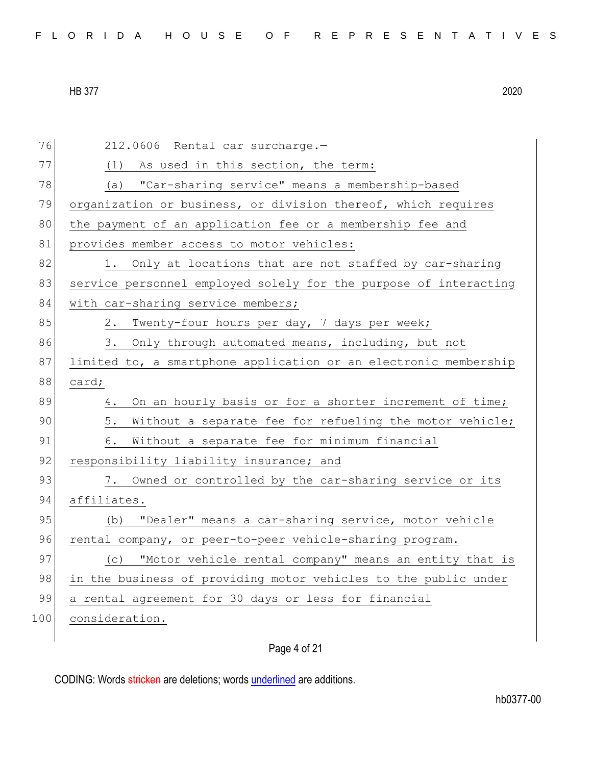212.0606 Rental car surcharge.—

(1) As used in this section, the term:

(a) "Car-sharing service" means a membership-based organization or business, or division thereof, which requires the payment of an application fee or a membership fee and provides member access to motor vehicles:

1. Only at locations that are not staffed by car-sharing service personnel employed solely for the purpose of interacting with car-sharing service members;

2. Twenty-four hours per day, 7 days per week;

3. Only through automated means, including, but not limited to, a smartphone application or an electronic membership card;

4. On an hourly basis or for a shorter increment of time;

5. Without a separate fee for refueling the motor vehicle;

6. Without a separate fee for minimum financial responsibility liability insurance; and

7. Owned or controlled by the car-sharing service or its affiliates.

(b) "Dealer" means a car-sharing service, motor vehicle rental company, or peer-to-peer vehicle-sharing program.

(c) "Motor vehicle rental company" means an entity that is in the business of providing motor vehicles to the public under a rental agreement for 30 days or less for financial consideration.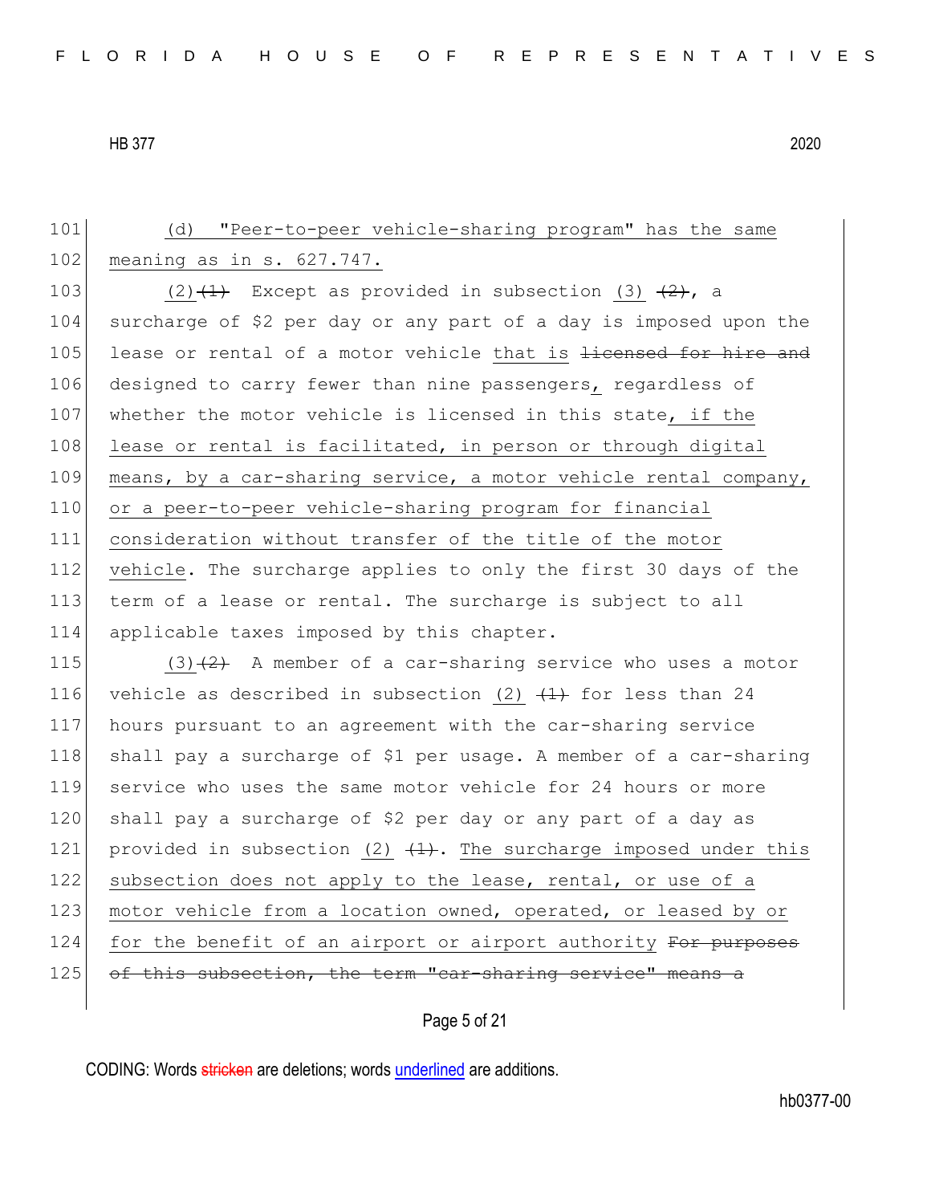101 (d) "Peer-to-peer vehicle-sharing program" has the same
102 meaning as in s. 627.747.

103 (2)~~(1)~~ Except as provided in subsection (3) ~~(2)~~, a
104 surcharge of $2 per day or any part of a day is imposed upon the
105 lease or rental of a motor vehicle that is ~~licensed for hire and~~
106 designed to carry fewer than nine passengers, regardless of
107 whether the motor vehicle is licensed in this state, if the
108 lease or rental is facilitated, in person or through digital
109 means, by a car-sharing service, a motor vehicle rental company,
110 or a peer-to-peer vehicle-sharing program for financial
111 consideration without transfer of the title of the motor
112 vehicle. The surcharge applies to only the first 30 days of the
113 term of a lease or rental. The surcharge is subject to all
114 applicable taxes imposed by this chapter.

115 (3)~~(2)~~ A member of a car-sharing service who uses a motor
116 vehicle as described in subsection (2) ~~(1)~~ for less than 24
117 hours pursuant to an agreement with the car-sharing service
118 shall pay a surcharge of $1 per usage. A member of a car-sharing
119 service who uses the same motor vehicle for 24 hours or more
120 shall pay a surcharge of $2 per day or any part of a day as
121 provided in subsection (2) ~~(1)~~. The surcharge imposed under this
122 subsection does not apply to the lease, rental, or use of a
123 motor vehicle from a location owned, operated, or leased by or
124 for the benefit of an airport or airport authority ~~For purposes~~
125 ~~of this subsection, the term "car-sharing service" means a~~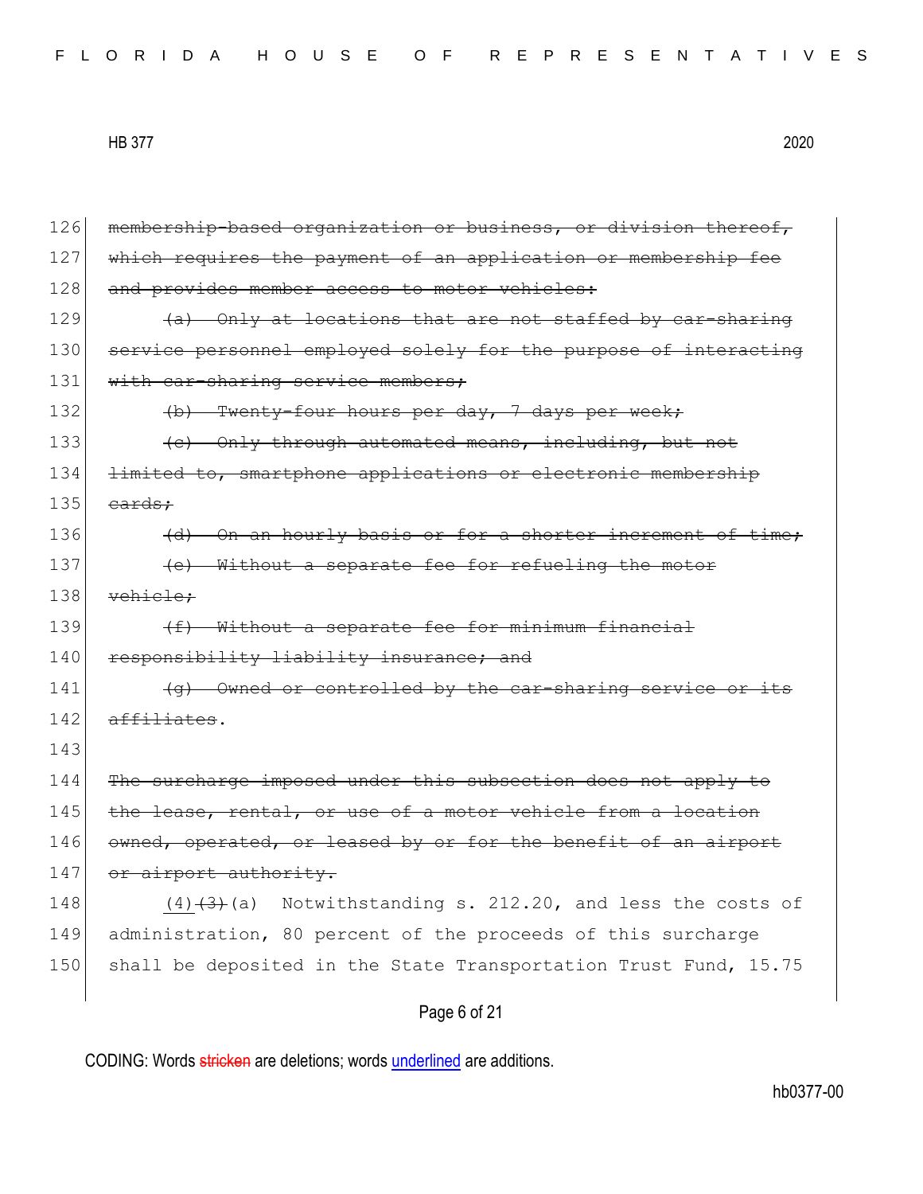126 ~~membership-based organization or business, or division thereof,~~
127 ~~which requires the payment of an application or membership fee~~
128 ~~and provides member access to motor vehicles:~~

129 ~~(a) Only at locations that are not staffed by car-sharing~~
130 ~~service personnel employed solely for the purpose of interacting~~
131 ~~with car-sharing service members;~~

132 ~~(b) Twenty-four hours per day, 7 days per week;~~

133 ~~(c) Only through automated means, including, but not~~
134 ~~limited to, smartphone applications or electronic membership~~
135 ~~cards;~~

136 ~~(d) On an hourly basis or for a shorter increment of time;~~

137 ~~(e) Without a separate fee for refueling the motor~~
138 ~~vehicle;~~

139 ~~(f) Without a separate fee for minimum financial~~
140 ~~responsibility liability insurance; and~~

141 ~~(g) Owned or controlled by the car-sharing service or its~~
142 ~~affiliates~~.

143

144 ~~The surcharge imposed under this subsection does not apply to~~
145 ~~the lease, rental, or use of a motor vehicle from a location~~
146 ~~owned, operated, or leased by or for the benefit of an airport~~
147 ~~or airport authority.~~

148 <u>(4)</u>~~(3)~~(a) Notwithstanding s. 212.20, and less the costs of
149 administration, 80 percent of the proceeds of this surcharge
150 shall be deposited in the State Transportation Trust Fund, 15.75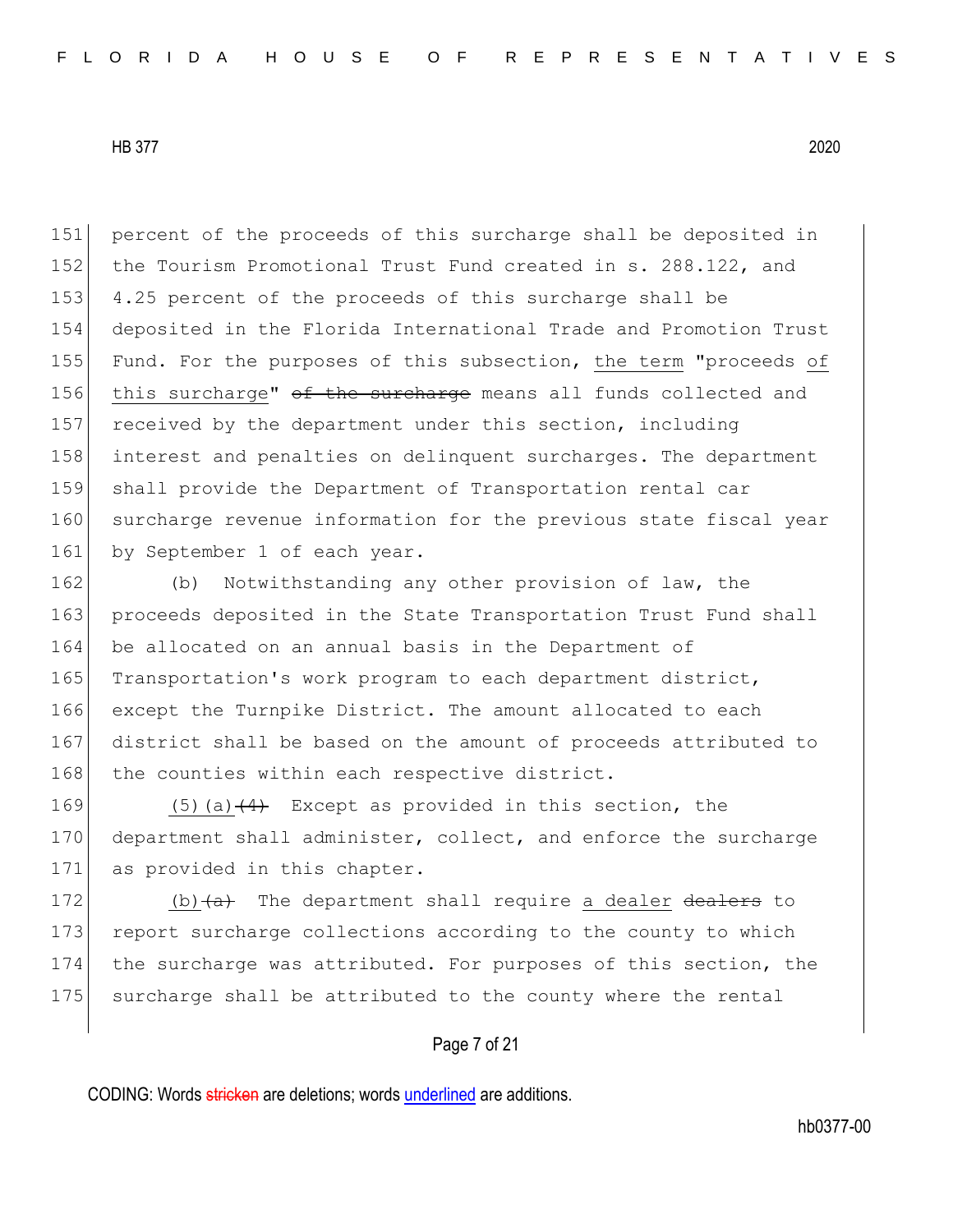151 percent of the proceeds of this surcharge shall be deposited in
152 the Tourism Promotional Trust Fund created in s. 288.122, and
153 4.25 percent of the proceeds of this surcharge shall be
154 deposited in the Florida International Trade and Promotion Trust
155 Fund. For the purposes of this subsection, the term "proceeds of
156 this surcharge" ~~of the surcharge~~ means all funds collected and
157 received by the department under this section, including
158 interest and penalties on delinquent surcharges. The department
159 shall provide the Department of Transportation rental car
160 surcharge revenue information for the previous state fiscal year
161 by September 1 of each year.

162 (b) Notwithstanding any other provision of law, the
163 proceeds deposited in the State Transportation Trust Fund shall
164 be allocated on an annual basis in the Department of
165 Transportation's work program to each department district,
166 except the Turnpike District. The amount allocated to each
167 district shall be based on the amount of proceeds attributed to
168 the counties within each respective district.

169 (5)(a)~~(4)~~ Except as provided in this section, the
170 department shall administer, collect, and enforce the surcharge
171 as provided in this chapter.

172 (b)~~(a)~~ The department shall require a dealer ~~dealers~~ to
173 report surcharge collections according to the county to which
174 the surcharge was attributed. For purposes of this section, the
175 surcharge shall be attributed to the county where the rental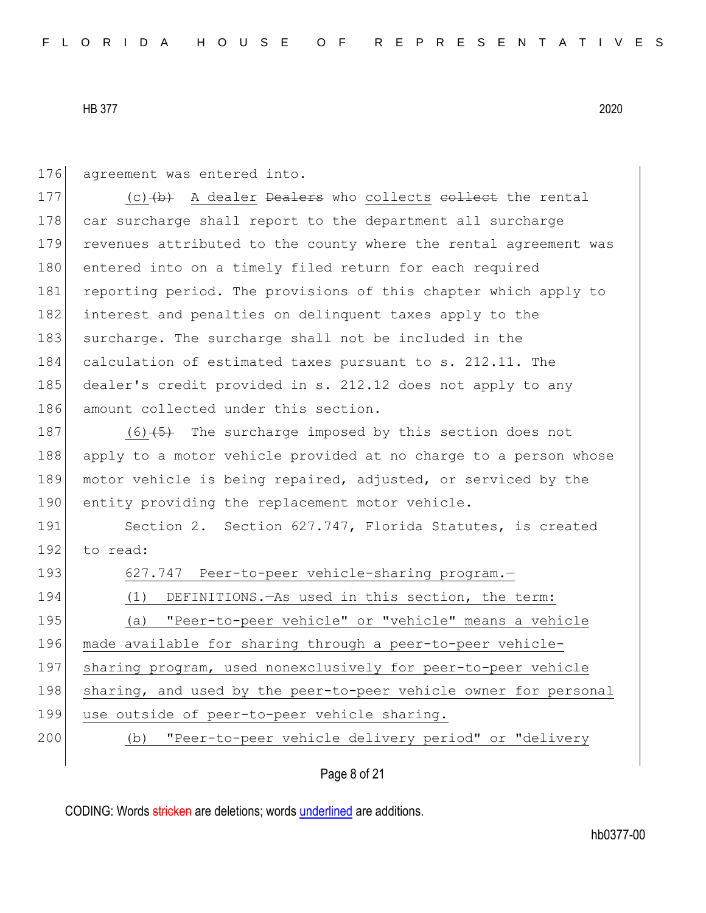176 agreement was entered into.

177 (c) ~~(b)~~ A dealer ~~Dealers~~ who collects ~~collect~~ the rental
178 car surcharge shall report to the department all surcharge
179 revenues attributed to the county where the rental agreement was
180 entered into on a timely filed return for each required
181 reporting period. The provisions of this chapter which apply to
182 interest and penalties on delinquent taxes apply to the
183 surcharge. The surcharge shall not be included in the
184 calculation of estimated taxes pursuant to s. 212.11. The
185 dealer's credit provided in s. 212.12 does not apply to any
186 amount collected under this section.

187 (6) ~~(5)~~ The surcharge imposed by this section does not
188 apply to a motor vehicle provided at no charge to a person whose
189 motor vehicle is being repaired, adjusted, or serviced by the
190 entity providing the replacement motor vehicle.

191 Section 2. Section 627.747, Florida Statutes, is created
192 to read:

193 <u>627.747 Peer-to-peer vehicle-sharing program.—</u>

194 <u>(1) DEFINITIONS.—As used in this section, the term:</u>

195 <u>(a) "Peer-to-peer vehicle" or "vehicle" means a vehicle</u>
196 <u>made available for sharing through a peer-to-peer vehicle-</u>
197 <u>sharing program, used nonexclusively for peer-to-peer vehicle</u>
198 <u>sharing, and used by the peer-to-peer vehicle owner for personal</u>
199 <u>use outside of peer-to-peer vehicle sharing.</u>

200 <u>(b) "Peer-to-peer vehicle delivery period" or "delivery</u>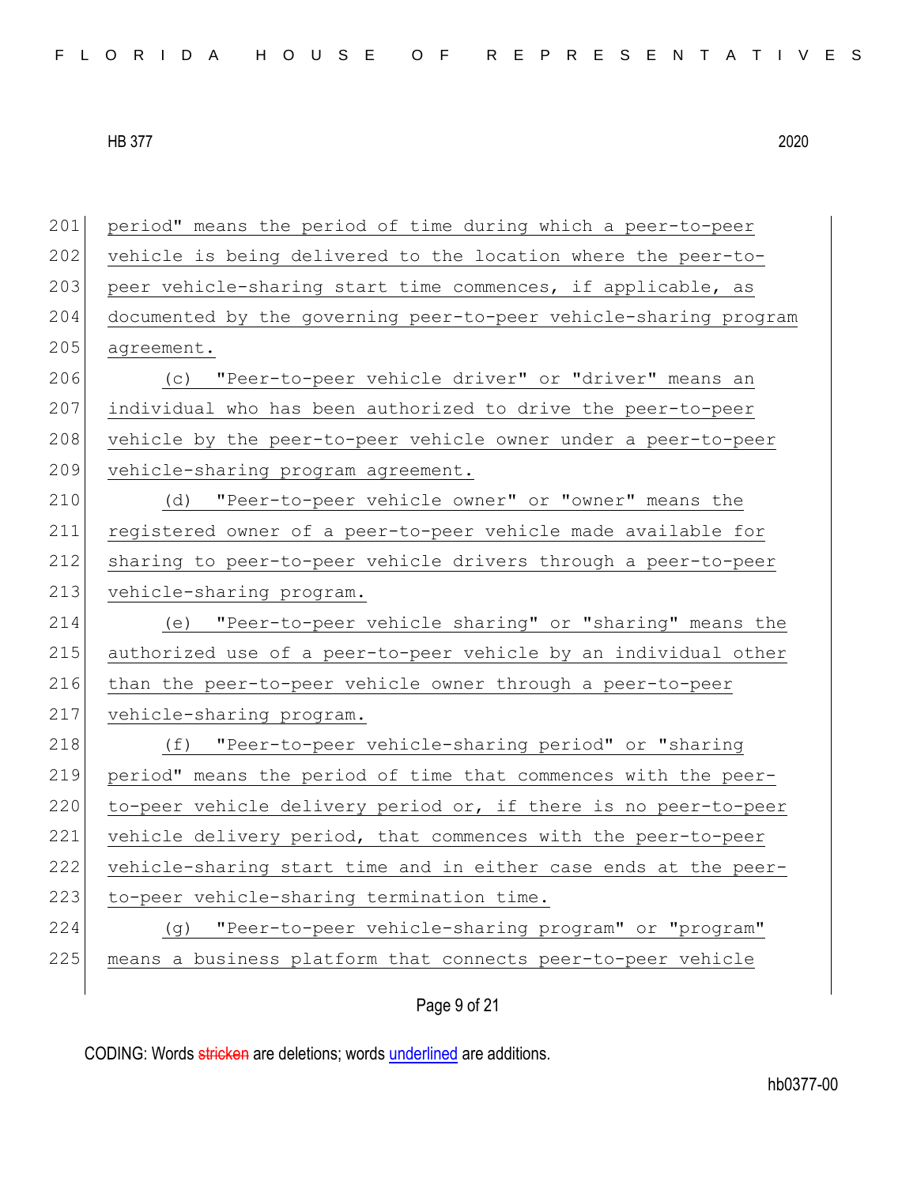period" means the period of time during which a peer-to-peer vehicle is being delivered to the location where the peer-to-peer vehicle-sharing start time commences, if applicable, as documented by the governing peer-to-peer vehicle-sharing program agreement.

(c) "Peer-to-peer vehicle driver" or "driver" means an individual who has been authorized to drive the peer-to-peer vehicle by the peer-to-peer vehicle owner under a peer-to-peer vehicle-sharing program agreement.

(d) "Peer-to-peer vehicle owner" or "owner" means the registered owner of a peer-to-peer vehicle made available for sharing to peer-to-peer vehicle drivers through a peer-to-peer vehicle-sharing program.

(e) "Peer-to-peer vehicle sharing" or "sharing" means the authorized use of a peer-to-peer vehicle by an individual other than the peer-to-peer vehicle owner through a peer-to-peer vehicle-sharing program.

(f) "Peer-to-peer vehicle-sharing period" or "sharing period" means the period of time that commences with the peer-to-peer vehicle delivery period or, if there is no peer-to-peer vehicle delivery period, that commences with the peer-to-peer vehicle-sharing start time and in either case ends at the peer-to-peer vehicle-sharing termination time.

(g) "Peer-to-peer vehicle-sharing program" or "program" means a business platform that connects peer-to-peer vehicle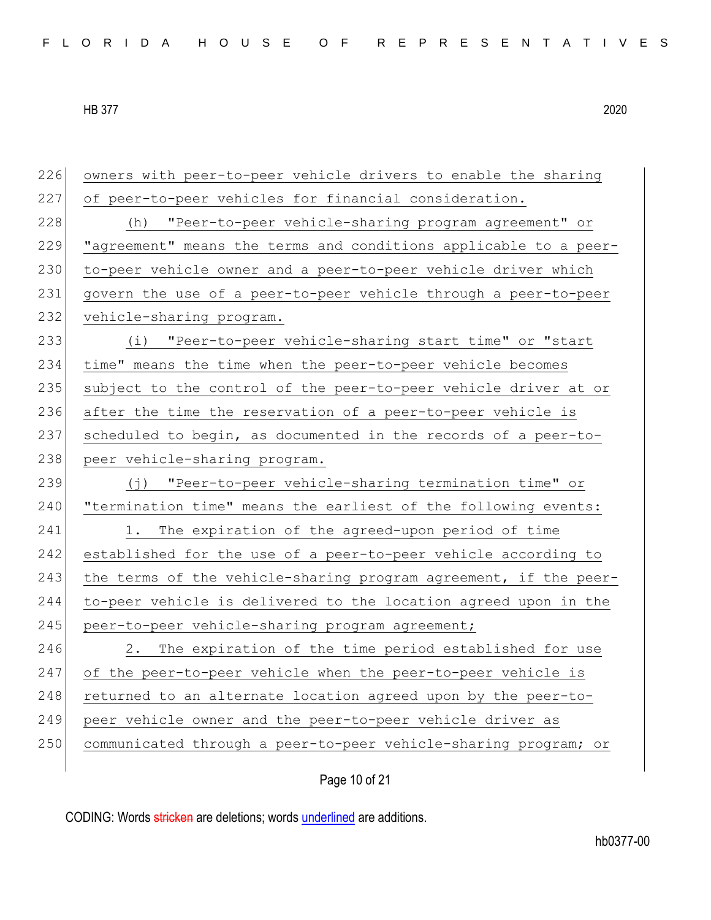owners with peer-to-peer vehicle drivers to enable the sharing of peer-to-peer vehicles for financial consideration.

(h) "Peer-to-peer vehicle-sharing program agreement" or "agreement" means the terms and conditions applicable to a peer-to-peer vehicle owner and a peer-to-peer vehicle driver which govern the use of a peer-to-peer vehicle through a peer-to-peer vehicle-sharing program.

(i) "Peer-to-peer vehicle-sharing start time" or "start time" means the time when the peer-to-peer vehicle becomes subject to the control of the peer-to-peer vehicle driver at or after the time the reservation of a peer-to-peer vehicle is scheduled to begin, as documented in the records of a peer-to-peer vehicle-sharing program.

(j) "Peer-to-peer vehicle-sharing termination time" or "termination time" means the earliest of the following events:

1. The expiration of the agreed-upon period of time established for the use of a peer-to-peer vehicle according to the terms of the vehicle-sharing program agreement, if the peer-to-peer vehicle is delivered to the location agreed upon in the peer-to-peer vehicle-sharing program agreement;

2. The expiration of the time period established for use of the peer-to-peer vehicle when the peer-to-peer vehicle is returned to an alternate location agreed upon by the peer-to-peer vehicle owner and the peer-to-peer vehicle driver as communicated through a peer-to-peer vehicle-sharing program; or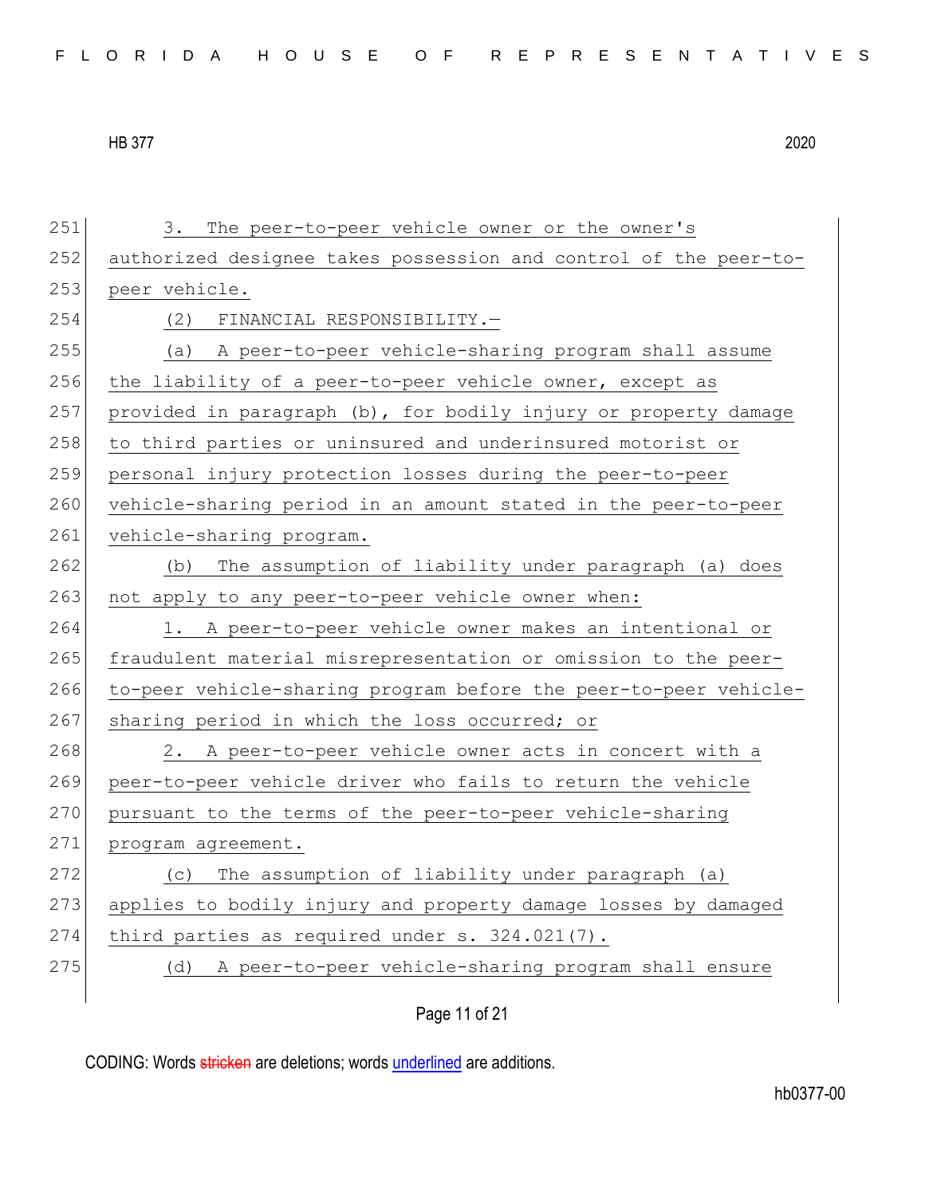3. The peer-to-peer vehicle owner or the owner's authorized designee takes possession and control of the peer-to-peer vehicle.

(2) FINANCIAL RESPONSIBILITY.—

(a) A peer-to-peer vehicle-sharing program shall assume the liability of a peer-to-peer vehicle owner, except as provided in paragraph (b), for bodily injury or property damage to third parties or uninsured and underinsured motorist or personal injury protection losses during the peer-to-peer vehicle-sharing period in an amount stated in the peer-to-peer vehicle-sharing program.

(b) The assumption of liability under paragraph (a) does not apply to any peer-to-peer vehicle owner when:

1. A peer-to-peer vehicle owner makes an intentional or fraudulent material misrepresentation or omission to the peer-to-peer vehicle-sharing program before the peer-to-peer vehicle-sharing period in which the loss occurred; or

2. A peer-to-peer vehicle owner acts in concert with a peer-to-peer vehicle driver who fails to return the vehicle pursuant to the terms of the peer-to-peer vehicle-sharing program agreement.

(c) The assumption of liability under paragraph (a) applies to bodily injury and property damage losses by damaged third parties as required under s. 324.021(7).

(d) A peer-to-peer vehicle-sharing program shall ensure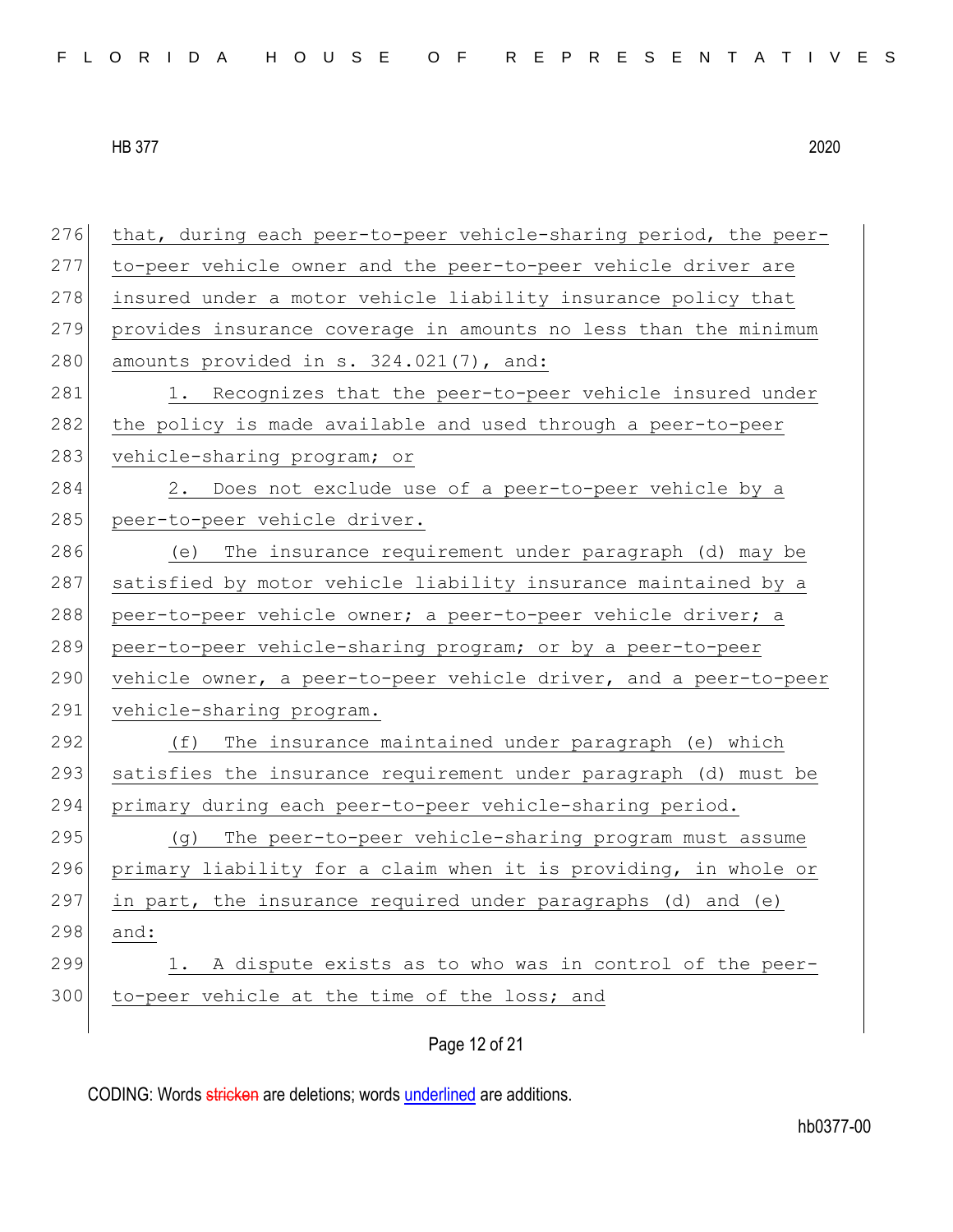that, during each peer-to-peer vehicle-sharing period, the peer-to-peer vehicle owner and the peer-to-peer vehicle driver are insured under a motor vehicle liability insurance policy that provides insurance coverage in amounts no less than the minimum amounts provided in s. 324.021(7), and:

1. Recognizes that the peer-to-peer vehicle insured under the policy is made available and used through a peer-to-peer vehicle-sharing program; or

2. Does not exclude use of a peer-to-peer vehicle by a peer-to-peer vehicle driver.

(e) The insurance requirement under paragraph (d) may be satisfied by motor vehicle liability insurance maintained by a peer-to-peer vehicle owner; a peer-to-peer vehicle driver; a peer-to-peer vehicle-sharing program; or by a peer-to-peer vehicle owner, a peer-to-peer vehicle driver, and a peer-to-peer vehicle-sharing program.

(f) The insurance maintained under paragraph (e) which satisfies the insurance requirement under paragraph (d) must be primary during each peer-to-peer vehicle-sharing period.

(g) The peer-to-peer vehicle-sharing program must assume primary liability for a claim when it is providing, in whole or in part, the insurance required under paragraphs (d) and (e) and:

1. A dispute exists as to who was in control of the peer-to-peer vehicle at the time of the loss; and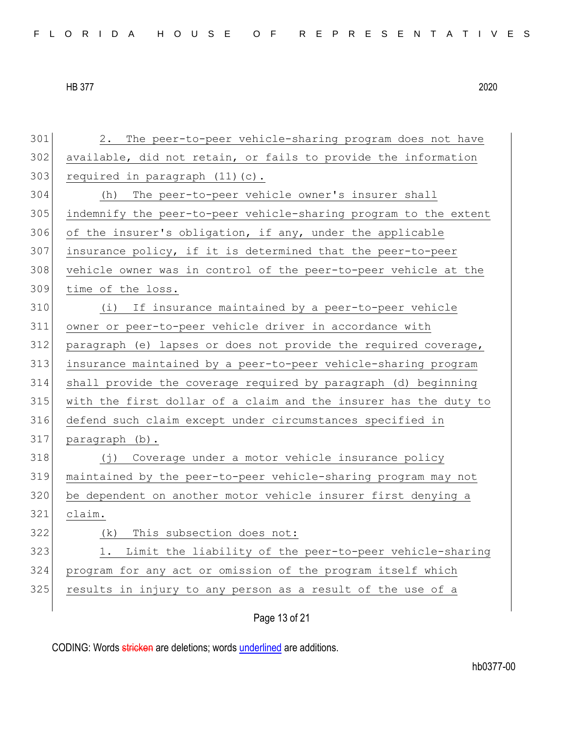2. The peer-to-peer vehicle-sharing program does not have available, did not retain, or fails to provide the information required in paragraph (11)(c).

(h) The peer-to-peer vehicle owner's insurer shall indemnify the peer-to-peer vehicle-sharing program to the extent of the insurer's obligation, if any, under the applicable insurance policy, if it is determined that the peer-to-peer vehicle owner was in control of the peer-to-peer vehicle at the time of the loss.

(i) If insurance maintained by a peer-to-peer vehicle owner or peer-to-peer vehicle driver in accordance with paragraph (e) lapses or does not provide the required coverage, insurance maintained by a peer-to-peer vehicle-sharing program shall provide the coverage required by paragraph (d) beginning with the first dollar of a claim and the insurer has the duty to defend such claim except under circumstances specified in paragraph (b).

(j) Coverage under a motor vehicle insurance policy maintained by the peer-to-peer vehicle-sharing program may not be dependent on another motor vehicle insurer first denying a claim.

(k) This subsection does not:

1. Limit the liability of the peer-to-peer vehicle-sharing program for any act or omission of the program itself which results in injury to any person as a result of the use of a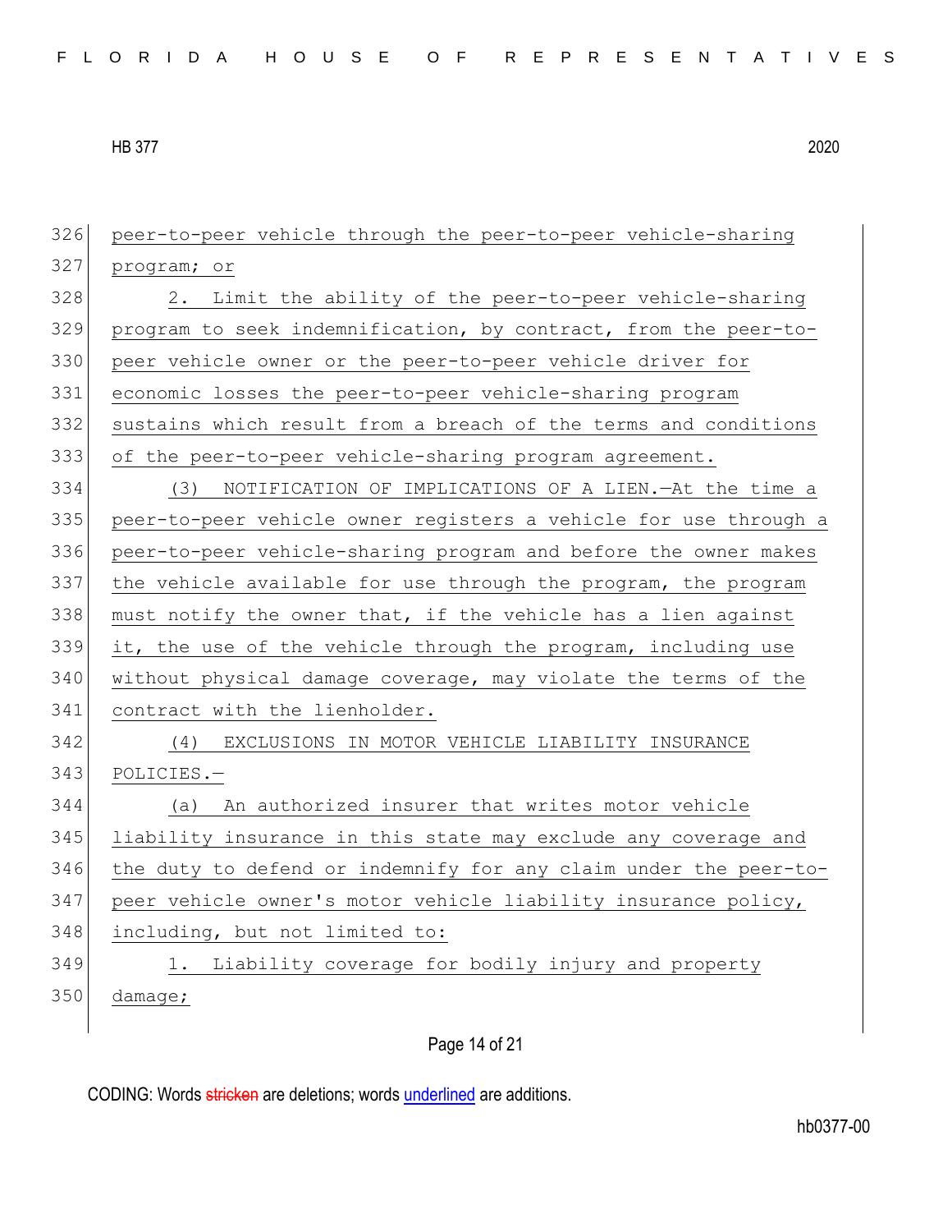peer-to-peer vehicle through the peer-to-peer vehicle-sharing program; or

2. Limit the ability of the peer-to-peer vehicle-sharing program to seek indemnification, by contract, from the peer-to-peer vehicle owner or the peer-to-peer vehicle driver for economic losses the peer-to-peer vehicle-sharing program sustains which result from a breach of the terms and conditions of the peer-to-peer vehicle-sharing program agreement.

(3) NOTIFICATION OF IMPLICATIONS OF A LIEN.—At the time a peer-to-peer vehicle owner registers a vehicle for use through a peer-to-peer vehicle-sharing program and before the owner makes the vehicle available for use through the program, the program must notify the owner that, if the vehicle has a lien against it, the use of the vehicle through the program, including use without physical damage coverage, may violate the terms of the contract with the lienholder.

(4) EXCLUSIONS IN MOTOR VEHICLE LIABILITY INSURANCE POLICIES.—

(a) An authorized insurer that writes motor vehicle liability insurance in this state may exclude any coverage and the duty to defend or indemnify for any claim under the peer-to-peer vehicle owner's motor vehicle liability insurance policy, including, but not limited to:

1. Liability coverage for bodily injury and property damage;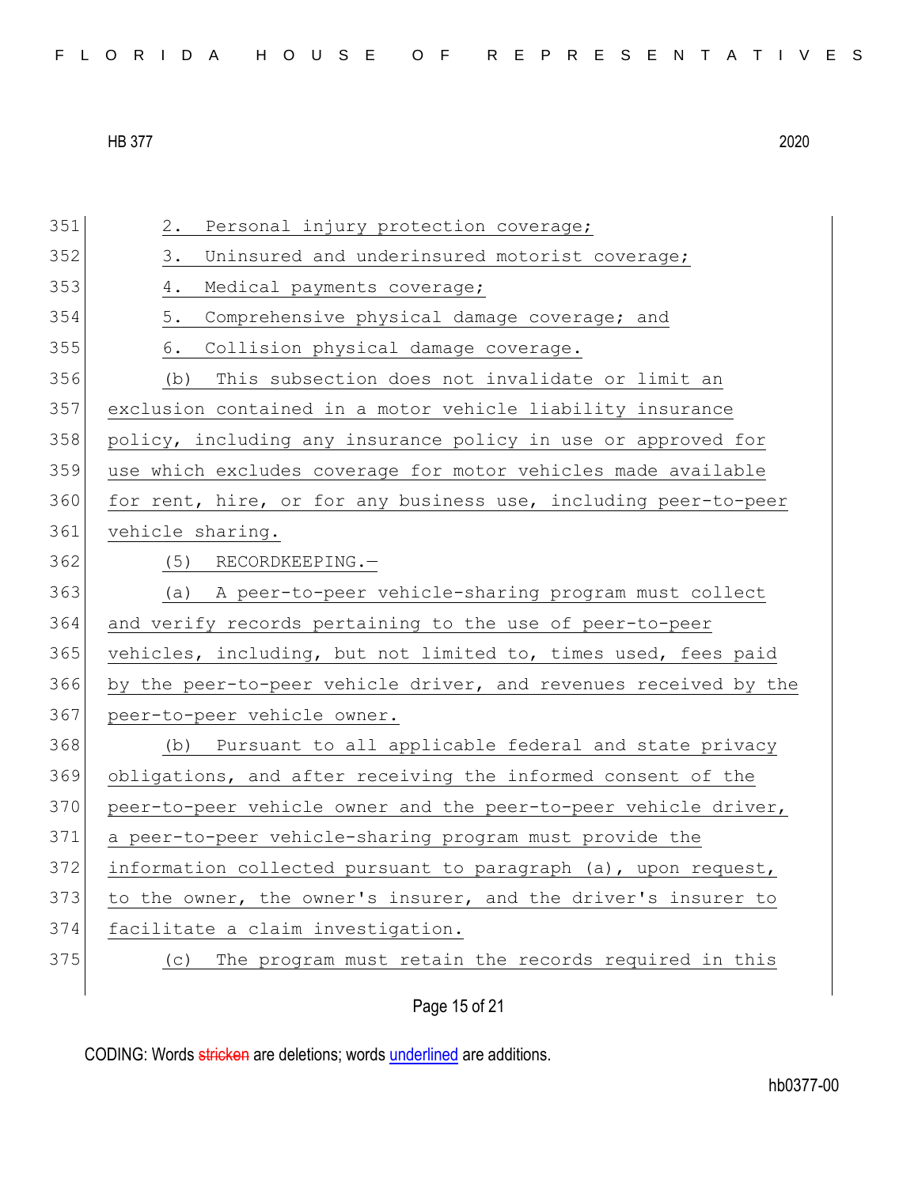2. Personal injury protection coverage;

3. Uninsured and underinsured motorist coverage;

4. Medical payments coverage;

5. Comprehensive physical damage coverage; and

6. Collision physical damage coverage.

(b) This subsection does not invalidate or limit an exclusion contained in a motor vehicle liability insurance policy, including any insurance policy in use or approved for use which excludes coverage for motor vehicles made available for rent, hire, or for any business use, including peer-to-peer vehicle sharing.

(5) RECORDKEEPING.—

(a) A peer-to-peer vehicle-sharing program must collect and verify records pertaining to the use of peer-to-peer vehicles, including, but not limited to, times used, fees paid by the peer-to-peer vehicle driver, and revenues received by the peer-to-peer vehicle owner.

(b) Pursuant to all applicable federal and state privacy obligations, and after receiving the informed consent of the peer-to-peer vehicle owner and the peer-to-peer vehicle driver, a peer-to-peer vehicle-sharing program must provide the information collected pursuant to paragraph (a), upon request, to the owner, the owner's insurer, and the driver's insurer to facilitate a claim investigation.

(c) The program must retain the records required in this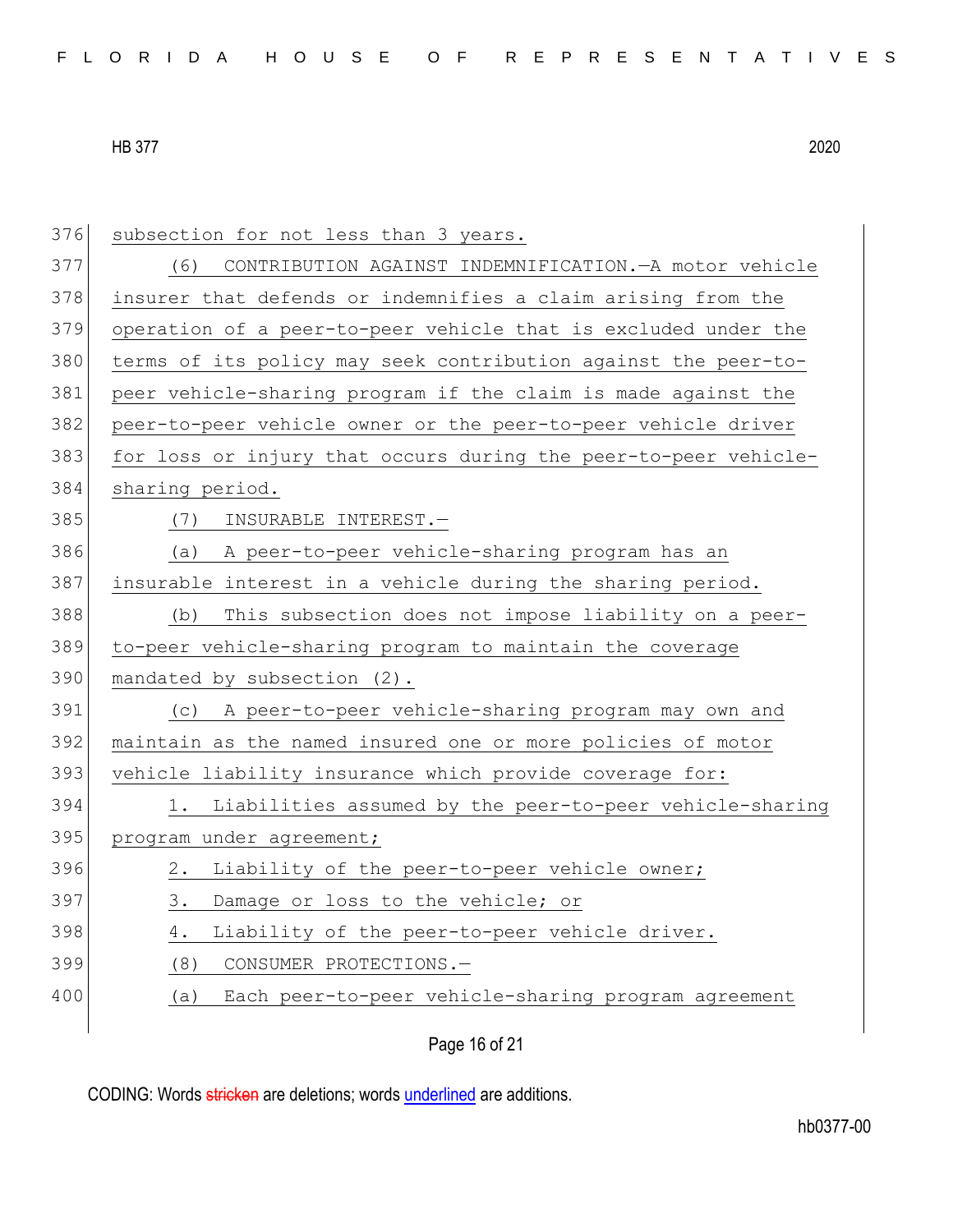subsection for not less than 3 years.

(6) CONTRIBUTION AGAINST INDEMNIFICATION.—A motor vehicle insurer that defends or indemnifies a claim arising from the operation of a peer-to-peer vehicle that is excluded under the terms of its policy may seek contribution against the peer-to-peer vehicle-sharing program if the claim is made against the peer-to-peer vehicle owner or the peer-to-peer vehicle driver for loss or injury that occurs during the peer-to-peer vehicle-sharing period.

(7) INSURABLE INTEREST.—

(a) A peer-to-peer vehicle-sharing program has an insurable interest in a vehicle during the sharing period.

(b) This subsection does not impose liability on a peer-to-peer vehicle-sharing program to maintain the coverage mandated by subsection (2).

(c) A peer-to-peer vehicle-sharing program may own and maintain as the named insured one or more policies of motor vehicle liability insurance which provide coverage for:

1. Liabilities assumed by the peer-to-peer vehicle-sharing program under agreement;

2. Liability of the peer-to-peer vehicle owner;

3. Damage or loss to the vehicle; or

4. Liability of the peer-to-peer vehicle driver.

(8) CONSUMER PROTECTIONS.—

(a) Each peer-to-peer vehicle-sharing program agreement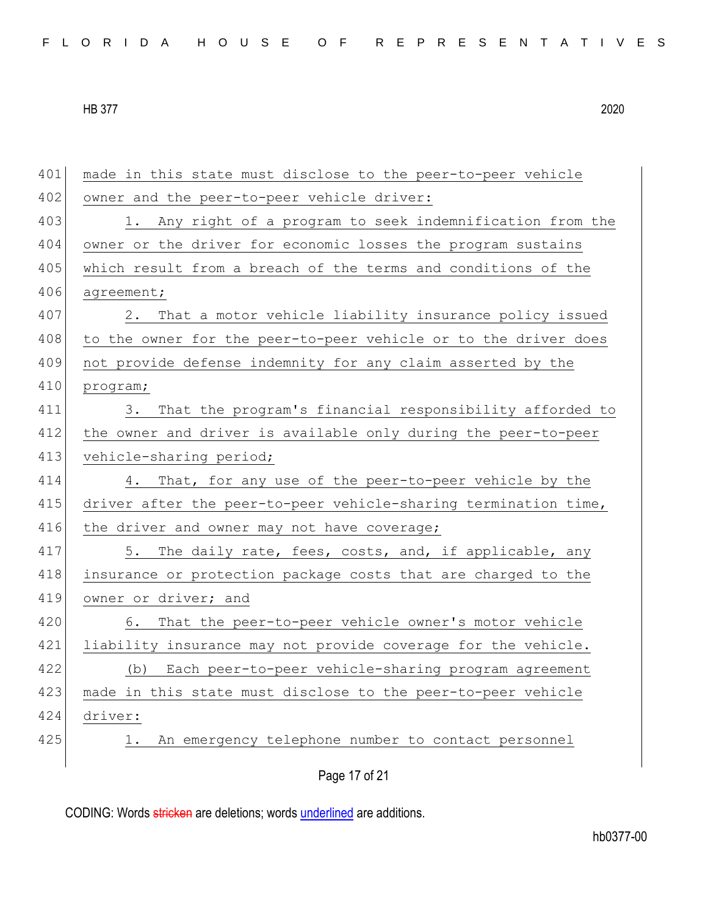made in this state must disclose to the peer-to-peer vehicle owner and the peer-to-peer vehicle driver:

1. Any right of a program to seek indemnification from the owner or the driver for economic losses the program sustains which result from a breach of the terms and conditions of the agreement;

2. That a motor vehicle liability insurance policy issued to the owner for the peer-to-peer vehicle or to the driver does not provide defense indemnity for any claim asserted by the program;

3. That the program's financial responsibility afforded to the owner and driver is available only during the peer-to-peer vehicle-sharing period;

4. That, for any use of the peer-to-peer vehicle by the driver after the peer-to-peer vehicle-sharing termination time, the driver and owner may not have coverage;

5. The daily rate, fees, costs, and, if applicable, any insurance or protection package costs that are charged to the owner or driver; and

6. That the peer-to-peer vehicle owner's motor vehicle liability insurance may not provide coverage for the vehicle.

(b) Each peer-to-peer vehicle-sharing program agreement made in this state must disclose to the peer-to-peer vehicle driver:

1. An emergency telephone number to contact personnel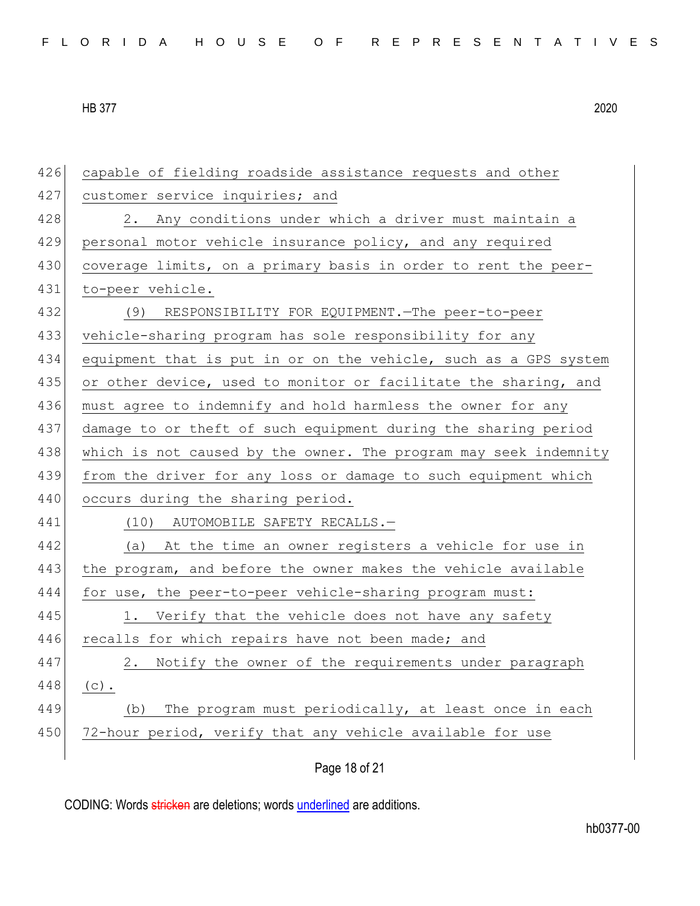capable of fielding roadside assistance requests and other customer service inquiries; and

2. Any conditions under which a driver must maintain a personal motor vehicle insurance policy, and any required coverage limits, on a primary basis in order to rent the peer-to-peer vehicle.

(9) RESPONSIBILITY FOR EQUIPMENT.—The peer-to-peer vehicle-sharing program has sole responsibility for any equipment that is put in or on the vehicle, such as a GPS system or other device, used to monitor or facilitate the sharing, and must agree to indemnify and hold harmless the owner for any damage to or theft of such equipment during the sharing period which is not caused by the owner. The program may seek indemnity from the driver for any loss or damage to such equipment which occurs during the sharing period.

(10) AUTOMOBILE SAFETY RECALLS.—

(a) At the time an owner registers a vehicle for use in the program, and before the owner makes the vehicle available for use, the peer-to-peer vehicle-sharing program must:

1. Verify that the vehicle does not have any safety recalls for which repairs have not been made; and

2. Notify the owner of the requirements under paragraph (c).

(b) The program must periodically, at least once in each 72-hour period, verify that any vehicle available for use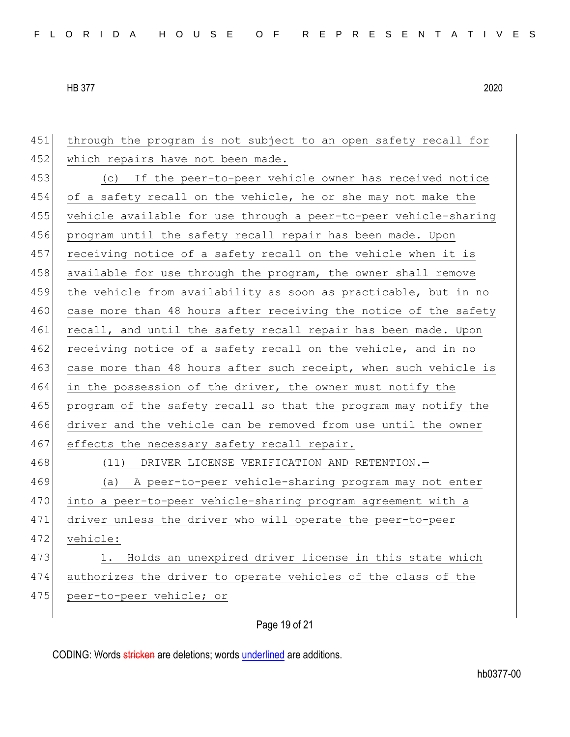through the program is not subject to an open safety recall for which repairs have not been made.

(c) If the peer-to-peer vehicle owner has received notice of a safety recall on the vehicle, he or she may not make the vehicle available for use through a peer-to-peer vehicle-sharing program until the safety recall repair has been made. Upon receiving notice of a safety recall on the vehicle when it is available for use through the program, the owner shall remove the vehicle from availability as soon as practicable, but in no case more than 48 hours after receiving the notice of the safety recall, and until the safety recall repair has been made. Upon receiving notice of a safety recall on the vehicle, and in no case more than 48 hours after such receipt, when such vehicle is in the possession of the driver, the owner must notify the program of the safety recall so that the program may notify the driver and the vehicle can be removed from use until the owner effects the necessary safety recall repair.

(11) DRIVER LICENSE VERIFICATION AND RETENTION.—

(a) A peer-to-peer vehicle-sharing program may not enter into a peer-to-peer vehicle-sharing program agreement with a driver unless the driver who will operate the peer-to-peer vehicle:

1. Holds an unexpired driver license in this state which authorizes the driver to operate vehicles of the class of the peer-to-peer vehicle; or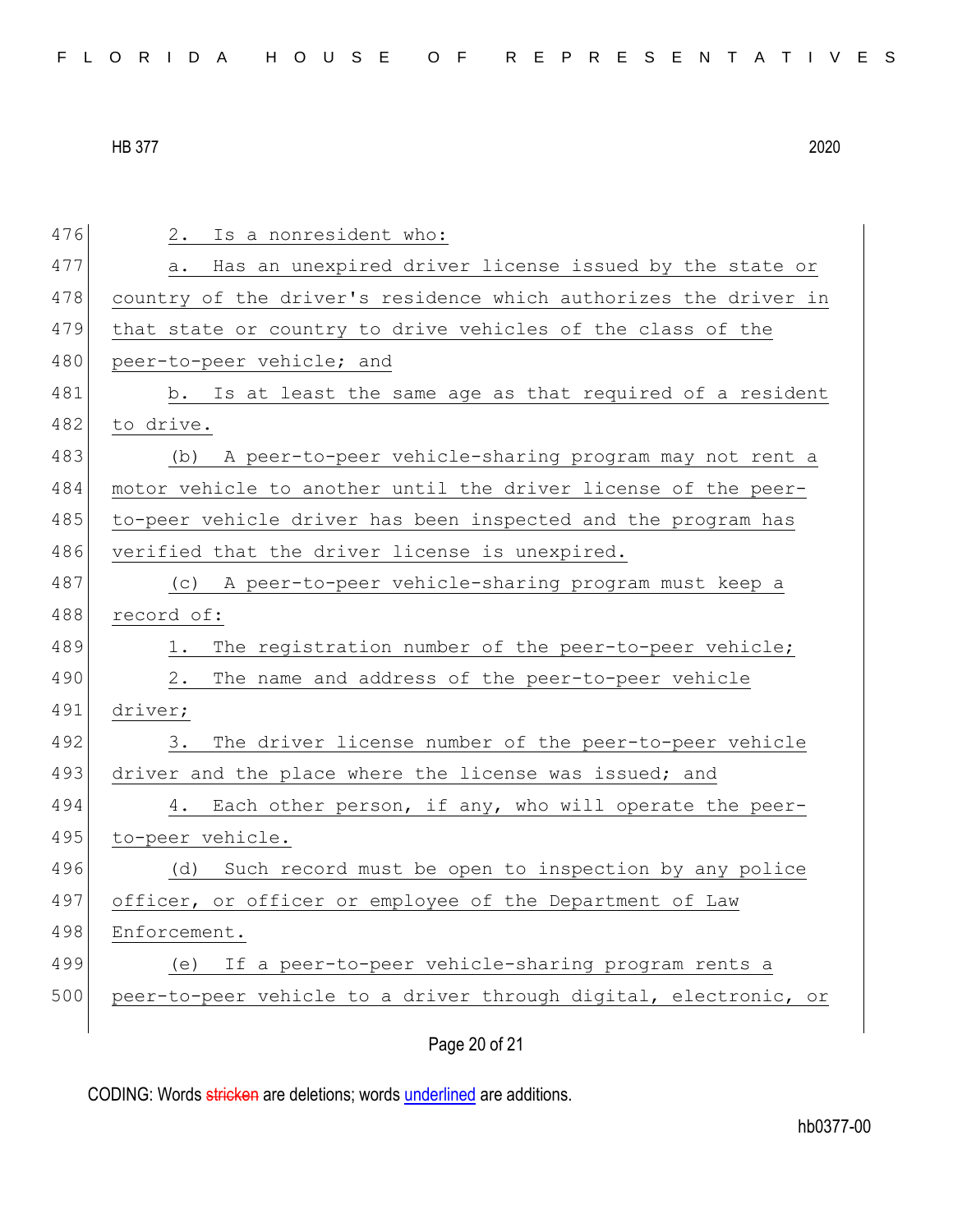2. Is a nonresident who:

a. Has an unexpired driver license issued by the state or country of the driver's residence which authorizes the driver in that state or country to drive vehicles of the class of the peer-to-peer vehicle; and

b. Is at least the same age as that required of a resident to drive.

(b) A peer-to-peer vehicle-sharing program may not rent a motor vehicle to another until the driver license of the peer-to-peer vehicle driver has been inspected and the program has verified that the driver license is unexpired.

(c) A peer-to-peer vehicle-sharing program must keep a record of:

1. The registration number of the peer-to-peer vehicle;

2. The name and address of the peer-to-peer vehicle driver;

3. The driver license number of the peer-to-peer vehicle driver and the place where the license was issued; and

4. Each other person, if any, who will operate the peer-to-peer vehicle.

(d) Such record must be open to inspection by any police officer, or officer or employee of the Department of Law Enforcement.

(e) If a peer-to-peer vehicle-sharing program rents a peer-to-peer vehicle to a driver through digital, electronic, or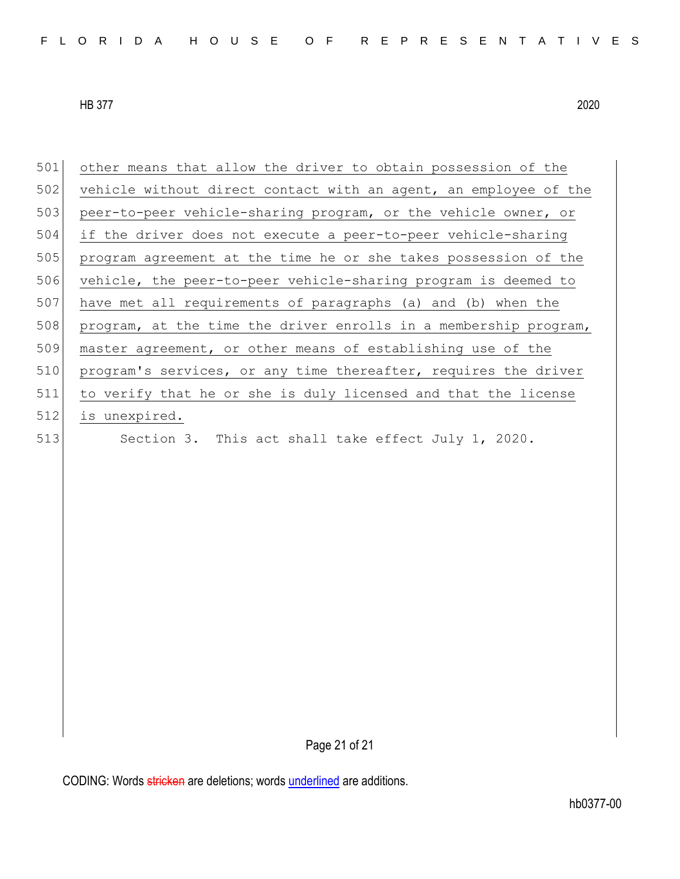501 other means that allow the driver to obtain possession of the
502 vehicle without direct contact with an agent, an employee of the
503 peer-to-peer vehicle-sharing program, or the vehicle owner, or
504 if the driver does not execute a peer-to-peer vehicle-sharing
505 program agreement at the time he or she takes possession of the
506 vehicle, the peer-to-peer vehicle-sharing program is deemed to
507 have met all requirements of paragraphs (a) and (b) when the
508 program, at the time the driver enrolls in a membership program,
509 master agreement, or other means of establishing use of the
510 program's services, or any time thereafter, requires the driver
511 to verify that he or she is duly licensed and that the license
512 is unexpired.

513 Section 3. This act shall take effect July 1, 2020.

CODING: Words stricken are deletions; words underlined are additions.

hb0377-00